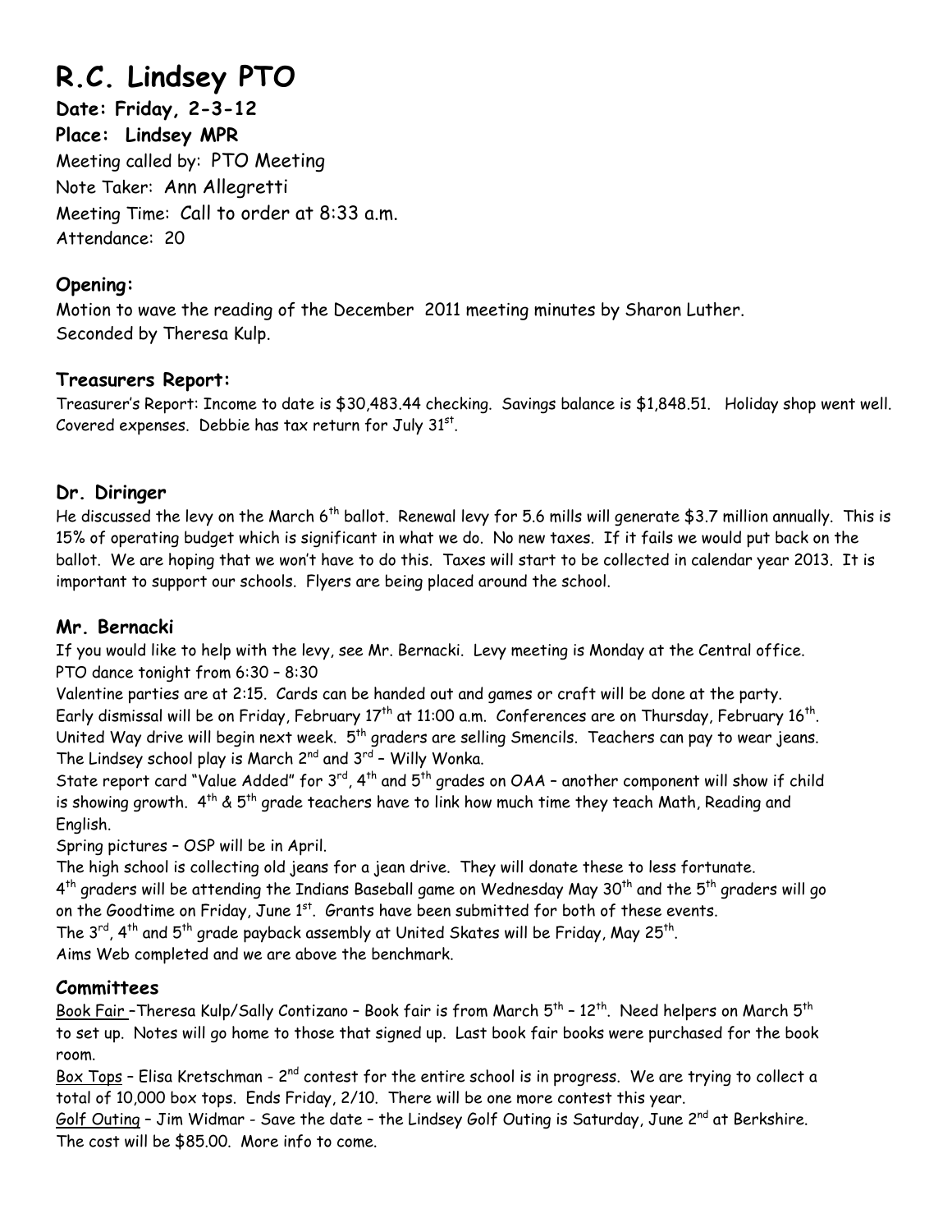# R.C. Lindsey PTO

**Date: Friday, 2-3-12**

**Place: Lindsey MPR**

Meeting called by: PTO Meeting

Note Taker: Ann Allegretti

Meeting Time: Call to order at 8:33 a.m.

Attendance: 20

## Opening:

Motion to wave the reading of the December 2011 meeting minutes by Sharon Luther.
Seconded by Theresa Kulp.

## Treasurers Report:

Treasurer's Report: Income to date is $30,483.44 checking. Savings balance is $1,848.51. Holiday shop went well. Covered expenses. Debbie has tax return for July 31st.

## Dr. Diringer

He discussed the levy on the March 6th ballot. Renewal levy for 5.6 mills will generate $3.7 million annually. This is 15% of operating budget which is significant in what we do. No new taxes. If it fails we would put back on the ballot. We are hoping that we won't have to do this. Taxes will start to be collected in calendar year 2013. It is important to support our schools. Flyers are being placed around the school.

## Mr. Bernacki

If you would like to help with the levy, see Mr. Bernacki. Levy meeting is Monday at the Central office.
PTO dance tonight from 6:30 – 8:30
Valentine parties are at 2:15. Cards can be handed out and games or craft will be done at the party.
Early dismissal will be on Friday, February 17th at 11:00 a.m. Conferences are on Thursday, February 16th.
United Way drive will begin next week. 5th graders are selling Smencils. Teachers can pay to wear jeans.
The Lindsey school play is March 2nd and 3rd – Willy Wonka.
State report card "Value Added" for 3rd, 4th and 5th grades on OAA – another component will show if child is showing growth. 4th & 5th grade teachers have to link how much time they teach Math, Reading and English.
Spring pictures – OSP will be in April.
The high school is collecting old jeans for a jean drive. They will donate these to less fortunate.
4th graders will be attending the Indians Baseball game on Wednesday May 30th and the 5th graders will go on the Goodtime on Friday, June 1st. Grants have been submitted for both of these events.
The 3rd, 4th and 5th grade payback assembly at United Skates will be Friday, May 25th.
Aims Web completed and we are above the benchmark.

## Committees

Book Fair –Theresa Kulp/Sally Contizano – Book fair is from March 5th – 12th. Need helpers on March 5th to set up. Notes will go home to those that signed up. Last book fair books were purchased for the book room.

Box Tops – Elisa Kretschman - 2nd contest for the entire school is in progress. We are trying to collect a total of 10,000 box tops. Ends Friday, 2/10. There will be one more contest this year.

Golf Outing – Jim Widmar - Save the date – the Lindsey Golf Outing is Saturday, June 2nd at Berkshire. The cost will be $85.00. More info to come.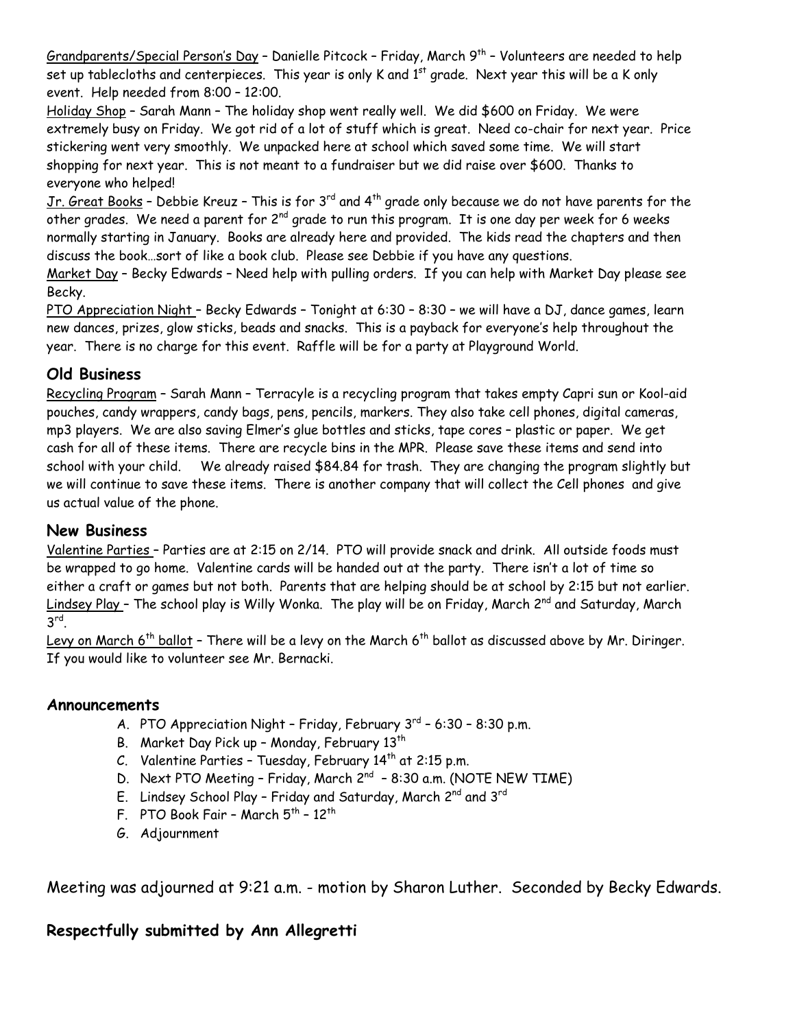Grandparents/Special Person's Day – Danielle Pitcock – Friday, March 9th – Volunteers are needed to help set up tablecloths and centerpieces. This year is only K and 1st grade. Next year this will be a K only event. Help needed from 8:00 – 12:00.

Holiday Shop – Sarah Mann – The holiday shop went really well. We did $600 on Friday. We were extremely busy on Friday. We got rid of a lot of stuff which is great. Need co-chair for next year. Price stickering went very smoothly. We unpacked here at school which saved some time. We will start shopping for next year. This is not meant to a fundraiser but we did raise over $600. Thanks to everyone who helped!

Jr. Great Books – Debbie Kreuz – This is for 3rd and 4th grade only because we do not have parents for the other grades. We need a parent for 2nd grade to run this program. It is one day per week for 6 weeks normally starting in January. Books are already here and provided. The kids read the chapters and then discuss the book…sort of like a book club. Please see Debbie if you have any questions.

Market Day – Becky Edwards – Need help with pulling orders. If you can help with Market Day please see Becky.

PTO Appreciation Night – Becky Edwards – Tonight at 6:30 – 8:30 – we will have a DJ, dance games, learn new dances, prizes, glow sticks, beads and snacks. This is a payback for everyone's help throughout the year. There is no charge for this event. Raffle will be for a party at Playground World.

## Old Business

Recycling Program – Sarah Mann – Terracyle is a recycling program that takes empty Capri sun or Kool-aid pouches, candy wrappers, candy bags, pens, pencils, markers. They also take cell phones, digital cameras, mp3 players. We are also saving Elmer's glue bottles and sticks, tape cores – plastic or paper. We get cash for all of these items. There are recycle bins in the MPR. Please save these items and send into school with your child. We already raised $84.84 for trash. They are changing the program slightly but we will continue to save these items. There is another company that will collect the Cell phones and give us actual value of the phone.

## New Business

Valentine Parties – Parties are at 2:15 on 2/14. PTO will provide snack and drink. All outside foods must be wrapped to go home. Valentine cards will be handed out at the party. There isn't a lot of time so either a craft or games but not both. Parents that are helping should be at school by 2:15 but not earlier.

Lindsey Play – The school play is Willy Wonka. The play will be on Friday, March 2nd and Saturday, March 3rd.

Levy on March 6th ballot – There will be a levy on the March 6th ballot as discussed above by Mr. Diringer. If you would like to volunteer see Mr. Bernacki.

## Announcements

A. PTO Appreciation Night – Friday, February 3rd – 6:30 – 8:30 p.m.
B. Market Day Pick up – Monday, February 13th
C. Valentine Parties – Tuesday, February 14th at 2:15 p.m.
D. Next PTO Meeting – Friday, March 2nd – 8:30 a.m. (NOTE NEW TIME)
E. Lindsey School Play – Friday and Saturday, March 2nd and 3rd
F. PTO Book Fair – March 5th – 12th
G. Adjournment

Meeting was adjourned at 9:21 a.m. - motion by Sharon Luther. Seconded by Becky Edwards.

**Respectfully submitted by Ann Allegretti**